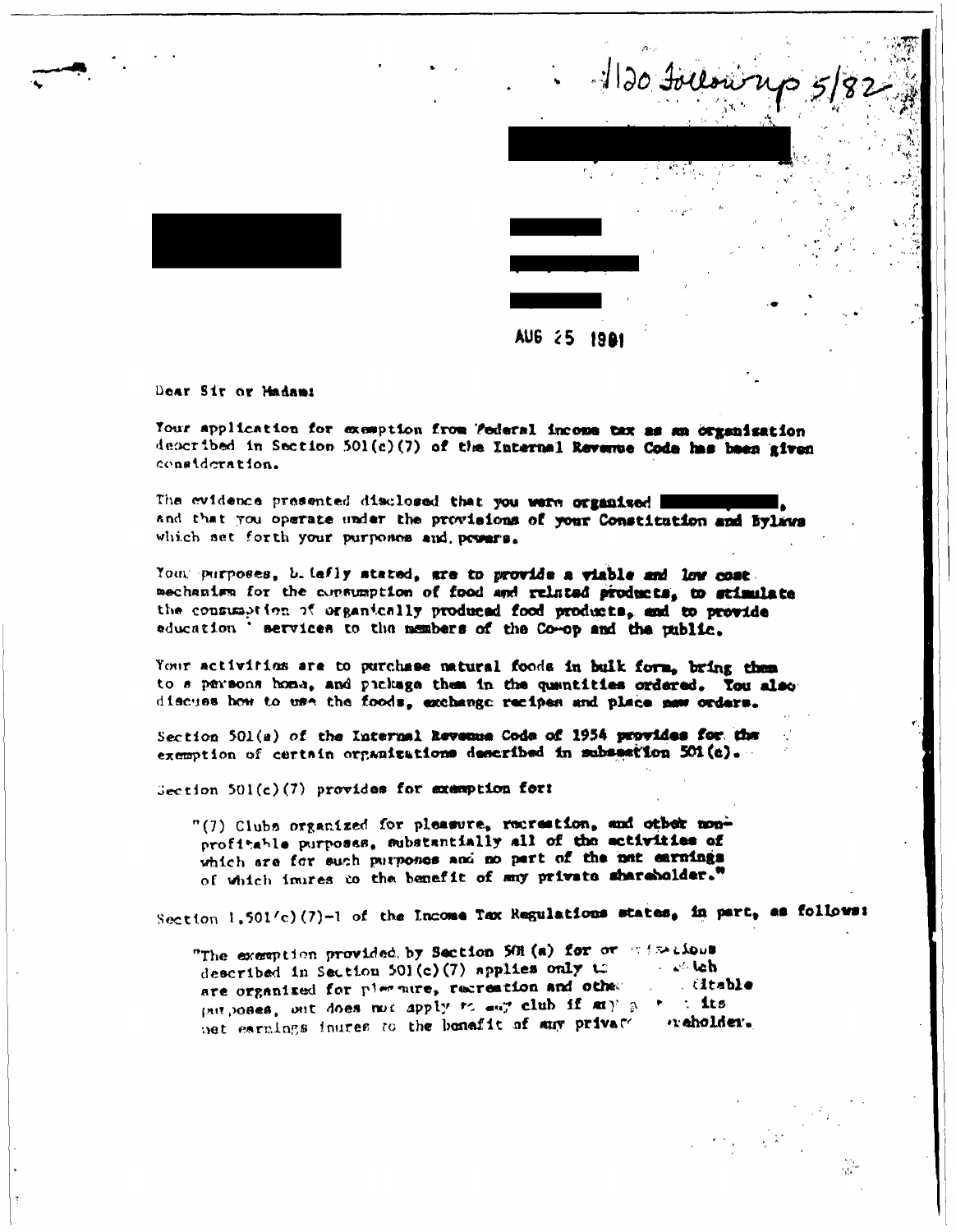1120 Followup 5/82

AUG 25 1981

Dear Sir or Madam:

Your application for exemption from Federal income tax as an organization described in Section 501(c)(7) of the Internal Revenue Code has been given consideration.

The evidence presented disclosed that you were organized ________, and that you operate under the provisions of your Constitution and Bylaws which set forth your purposes and powers.

Your purposes, briefly stated, are to provide a viable and low cost mechanism for the consumption of food and related products, to stimulate the consumption of organically produced food products, and to provide education services to the members of the Co-op and the public.

Your activities are to purchase natural foods in bulk form, bring them to a persons home, and package them in the quantities ordered. You also discuss how to use the foods, exchange recipes and place new orders.

Section 501(a) of the Internal Revenue Code of 1954 provides for the exemption of certain organizations described in subsection 501(c).

Section 501(c)(7) provides for exemption for:

> "(7) Clubs organized for pleasure, recreation, and other non-profitable purposes, substantially all of the activities of which are for such purposes and no part of the net earnings of which inures to the benefit of any private shareholder."

Section 1.501(c)(7)-1 of the Income Tax Regulations states, in part, as follows:

> "The exemption provided by Section 501(a) for organizations described in Section 501(c)(7) applies only to clubs which are organized for pleasure, recreation and other nonprofitable purposes, but does not apply to any club if any part of its net earnings inures to the benefit of any private shareholder.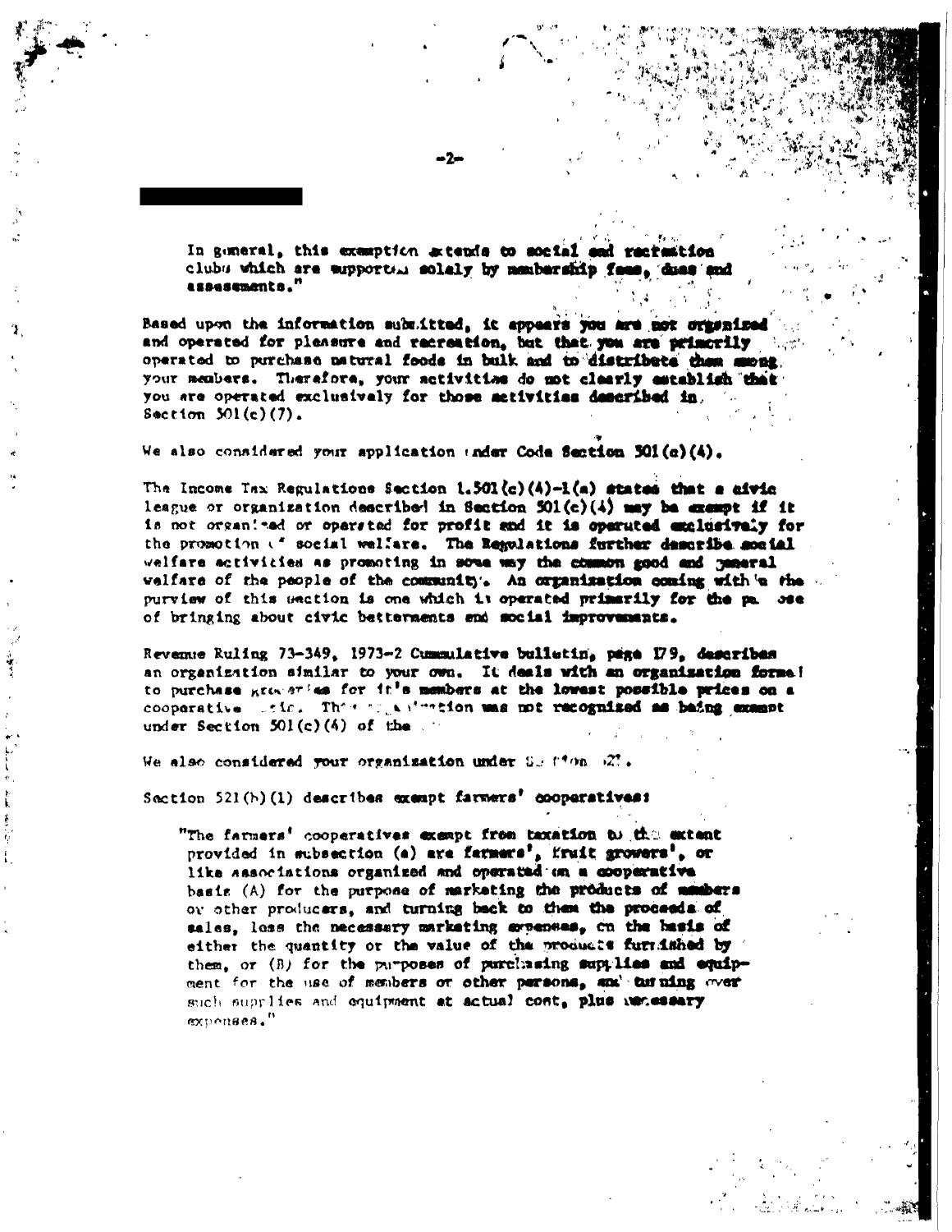In general, this exemption extends to social and recreation clubs which are supported solely by membership fees, dues and assessments."

Based upon the information submitted, it appears you are not organized and operated for pleasure and recreation, but that you are primarily operated to purchase natural foods in bulk and to distribute them among your members. Therefore, your activities do not clearly establish that you are operated exclusively for those activities described in Section 501(c)(7).

We also considered your application under Code Section 501(c)(4).

The Income Tax Regulations Section 1.501(c)(4)-1(a) states that a civic league or organization described in Section 501(c)(4) may be exempt if it is not organized or operated for profit and it is operated exclusively for the promotion of social welfare. The Regulations further describe social welfare activities as promoting in some way the common good and general welfare of the people of the community. An organization coming with in the purview of this section is one which is operated primarily for the purpose of bringing about civic betterments and social improvements.

Revenue Ruling 73-349, 1973-2 Cummulative bulletin, page 179, describes an organization similar to your own. It deals with an organization formed to purchase groceries for it's members at the lowest possible prices on a cooperative basis. This organization was not recognized as being exempt under Section 501(c)(4) of the

We also considered your organization under Section 521.

Section 521(b)(1) describes exempt farmers' cooperatives:

> "The farmers' cooperatives exempt from taxation to the extent provided in subsection (a) are farmers', fruit growers', or like associations organized and operated on a cooperative basis (A) for the purpose of marketing the products of members or other producers, and turning back to them the proceeds of sales, less the necessary marketing expenses, on the basis of either the quantity or the value of the products furnished by them, or (B) for the purposes of purchasing supplies and equipment for the use of members or other persons, and turning over such supplies and equipment at actual cost, plus necessary expenses."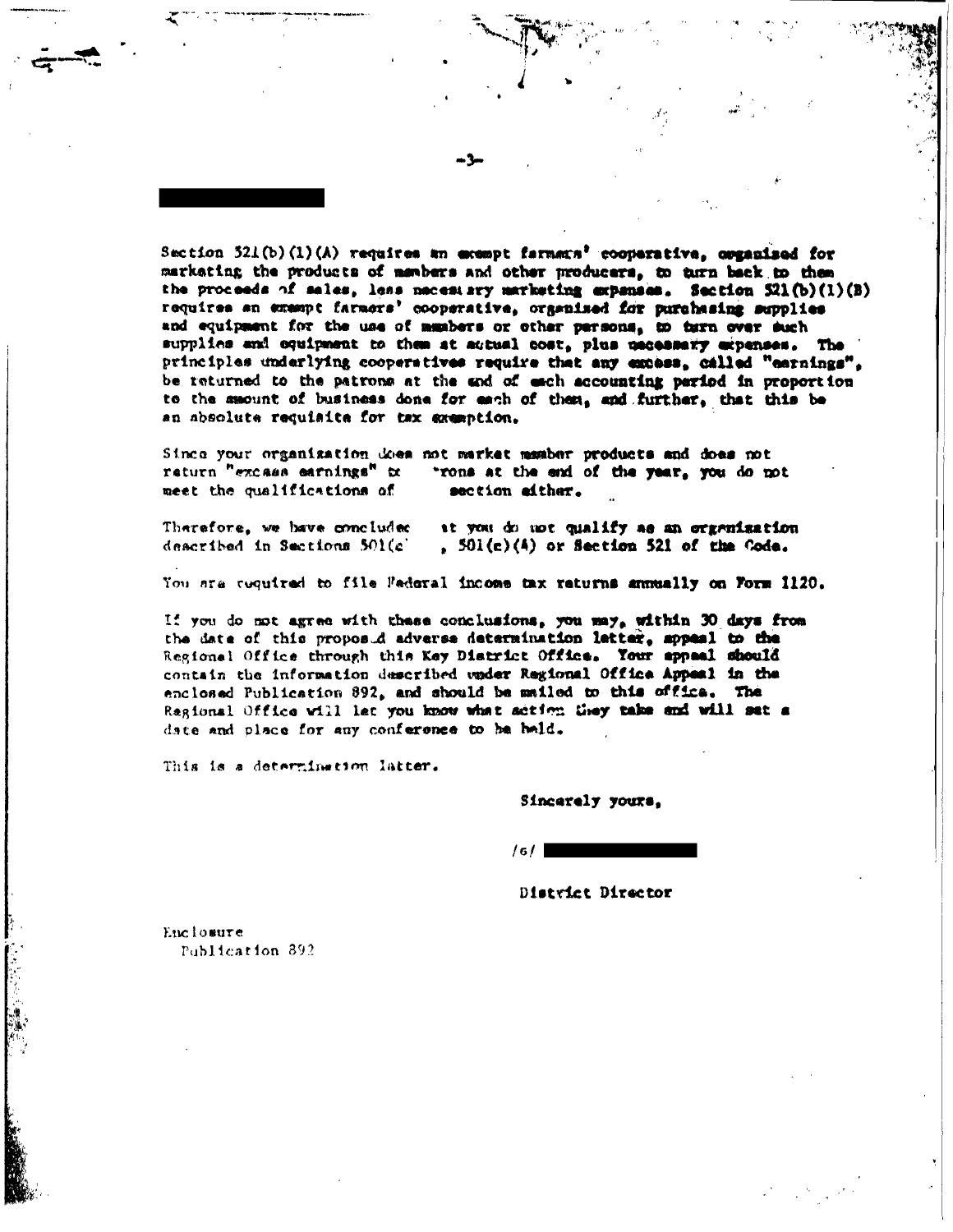Section 521(b)(1)(A) requires an exempt farmers' cooperative, organized for marketing the products of members and other producers, to turn back to them the proceeds of sales, less necessary marketing expenses. Section 521(b)(1)(B) requires an exempt farmers' cooperative, organized for purchasing supplies and equipment for the use of members or other persons, to turn over such supplies and equipment to them at actual cost, plus necessary expenses. The principles underlying cooperatives require that any excess, called "earnings", be returned to the patrons at the end of each accounting period in proportion to the amount of business done for each of them, and further, that this be an absolute requisite for tax exemption.

Since your organization does not market member products and does not return "excess earnings" to patrons at the end of the year, you do not meet the qualifications of section either.

Therefore, we have concluded that you do not qualify as an organization described in Sections 501(c), 501(c)(4) or Section 521 of the Code.

You are required to file Federal income tax returns annually on Form 1120.

If you do not agree with these conclusions, you may, within 30 days from the date of this proposed adverse determination letter, appeal to the Regional Office through this Key District Office. Your appeal should contain the information described under Regional Office Appeal in the enclosed Publication 892, and should be mailed to this office. The Regional Office will let you know what action they take and will set a date and place for any conference to be held.

This is a determination letter.

Sincerely yours,

/s/

District Director

Enclosure
Publication 892